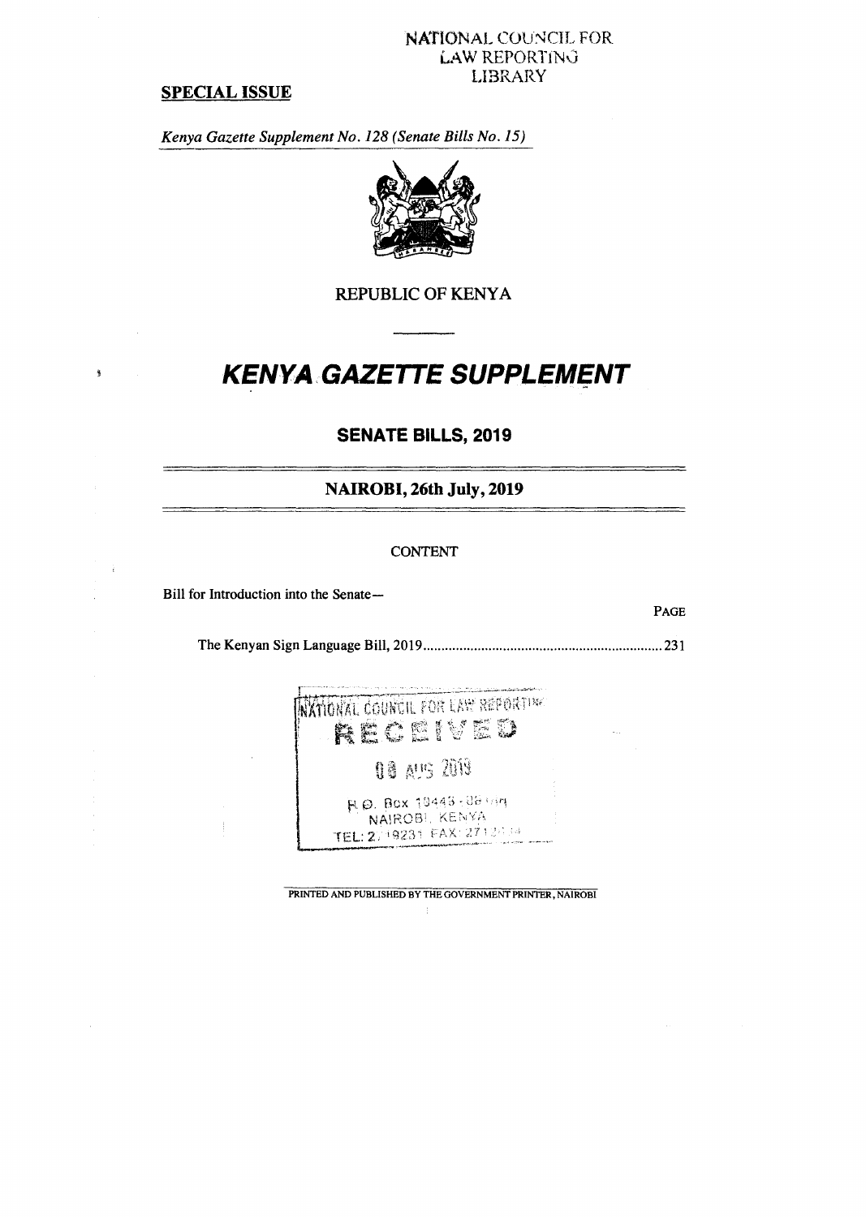NATIONAL COUNCIL FOR LAW REPORTING LIBRARY

**SPECIAL ISSUE**

*Kenya Gazette Supplement No. 128 (Senate Bills No. 15)*

REPUBLIC OF KENYA

# KENYA GAZETTE SUPPLEMENT

## SENATE BILLS, 2019

### NAIROBI, 26th July, 2019

CONTENT

Bill for Introduction into the Senate—

PAGE

The Kenyan Sign Language Bill, 2019 .......... 231

NATIONAL COUNCIL FOR LAW REPORTING
RECEIVED
08 AUG 2019
P.O. Box 10443 - 00100
NAIROBI, KENYA
TEL: 2719231 FAX: 2712694

PRINTED AND PUBLISHED BY THE GOVERNMENT PRINTER, NAIROBI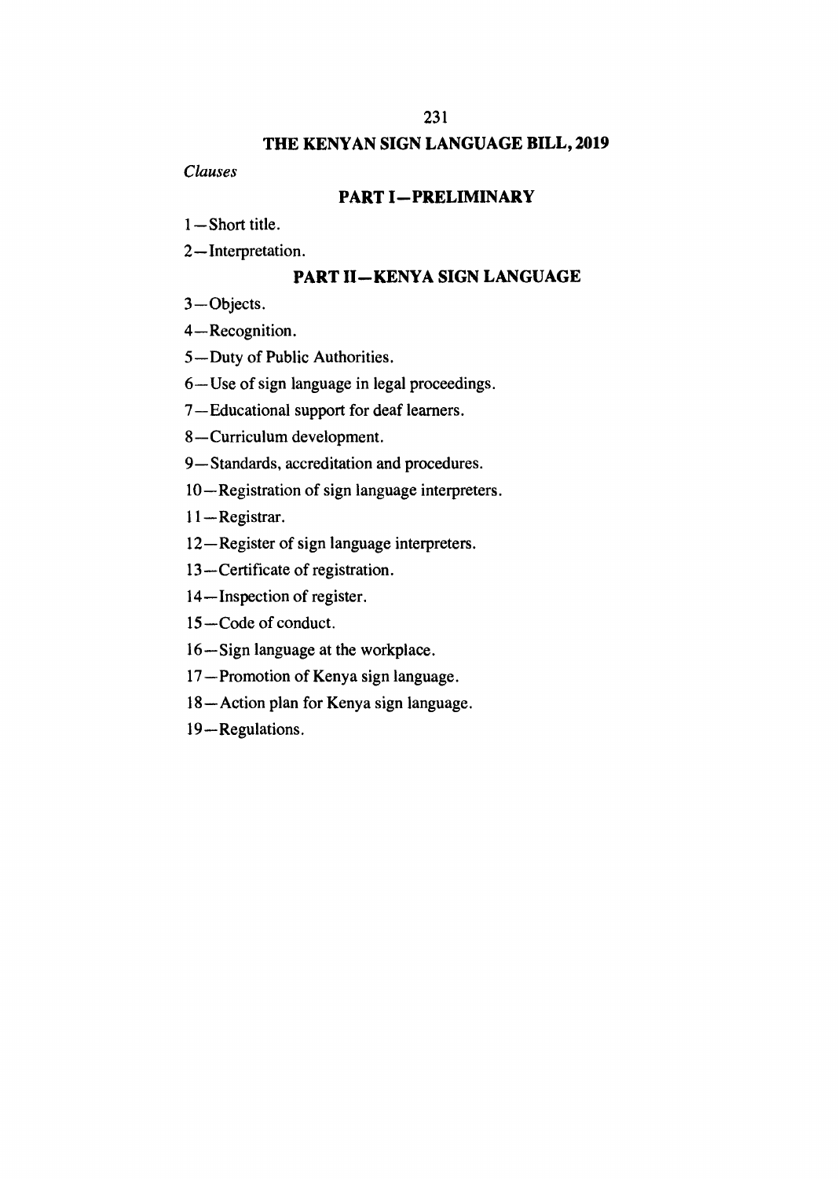# THE KENYAN SIGN LANGUAGE BILL, 2019

*Clauses*

## PART I—PRELIMINARY

1—Short title.

2—Interpretation.

## PART II—KENYA SIGN LANGUAGE

3—Objects.

4—Recognition.

5—Duty of Public Authorities.

6—Use of sign language in legal proceedings.

7—Educational support for deaf learners.

8—Curriculum development.

9—Standards, accreditation and procedures.

10—Registration of sign language interpreters.

11—Registrar.

12—Register of sign language interpreters.

13—Certificate of registration.

14—Inspection of register.

15—Code of conduct.

16—Sign language at the workplace.

17—Promotion of Kenya sign language.

18—Action plan for Kenya sign language.

19—Regulations.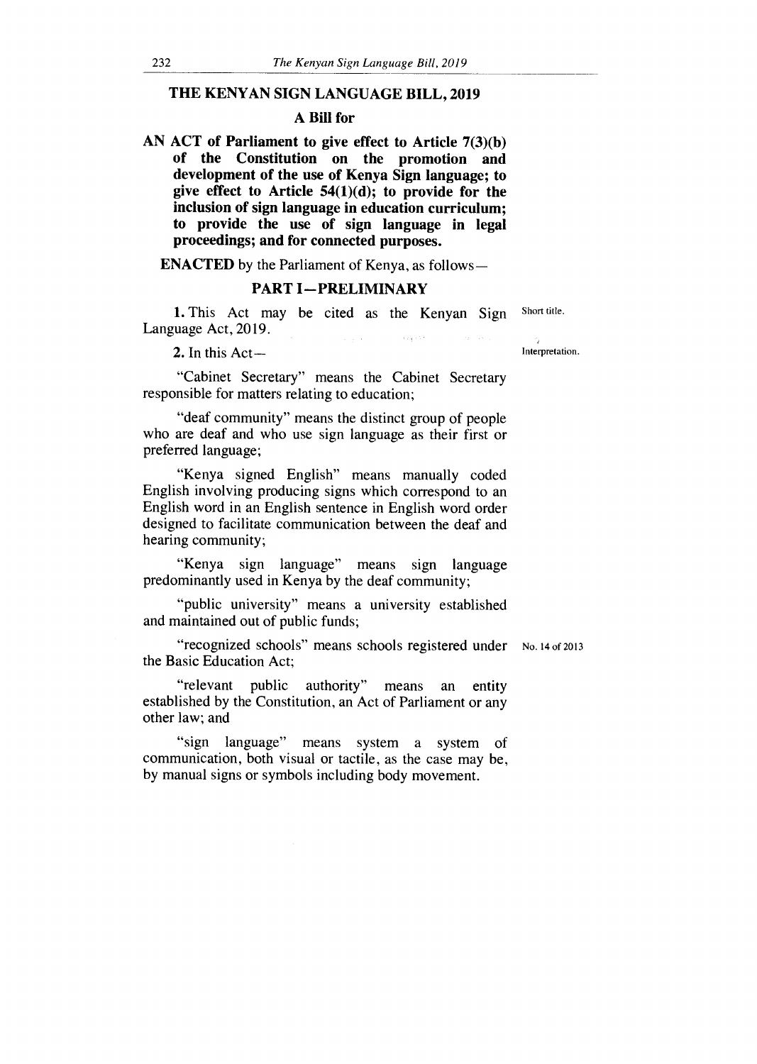# THE KENYAN SIGN LANGUAGE BILL, 2019

## A Bill for

**AN ACT of Parliament to give effect to Article 7(3)(b) of the Constitution on the promotion and development of the use of Kenya Sign language; to give effect to Article 54(1)(d); to provide for the inclusion of sign language in education curriculum; to provide the use of sign language in legal proceedings; and for connected purposes.**

**ENACTED** by the Parliament of Kenya, as follows—

## PART I—PRELIMINARY

Short title.

**1.** This Act may be cited as the Kenyan Sign Language Act, 2019.

Interpretation.

**2.** In this Act—

"Cabinet Secretary" means the Cabinet Secretary responsible for matters relating to education;

"deaf community" means the distinct group of people who are deaf and who use sign language as their first or preferred language;

"Kenya signed English" means manually coded English involving producing signs which correspond to an English word in an English sentence in English word order designed to facilitate communication between the deaf and hearing community;

"Kenya sign language" means sign language predominantly used in Kenya by the deaf community;

"public university" means a university established and maintained out of public funds;

"recognized schools" means schools registered under the Basic Education Act;

No. 14 of 2013

"relevant public authority" means an entity established by the Constitution, an Act of Parliament or any other law; and

"sign language" means system a system of communication, both visual or tactile, as the case may be, by manual signs or symbols including body movement.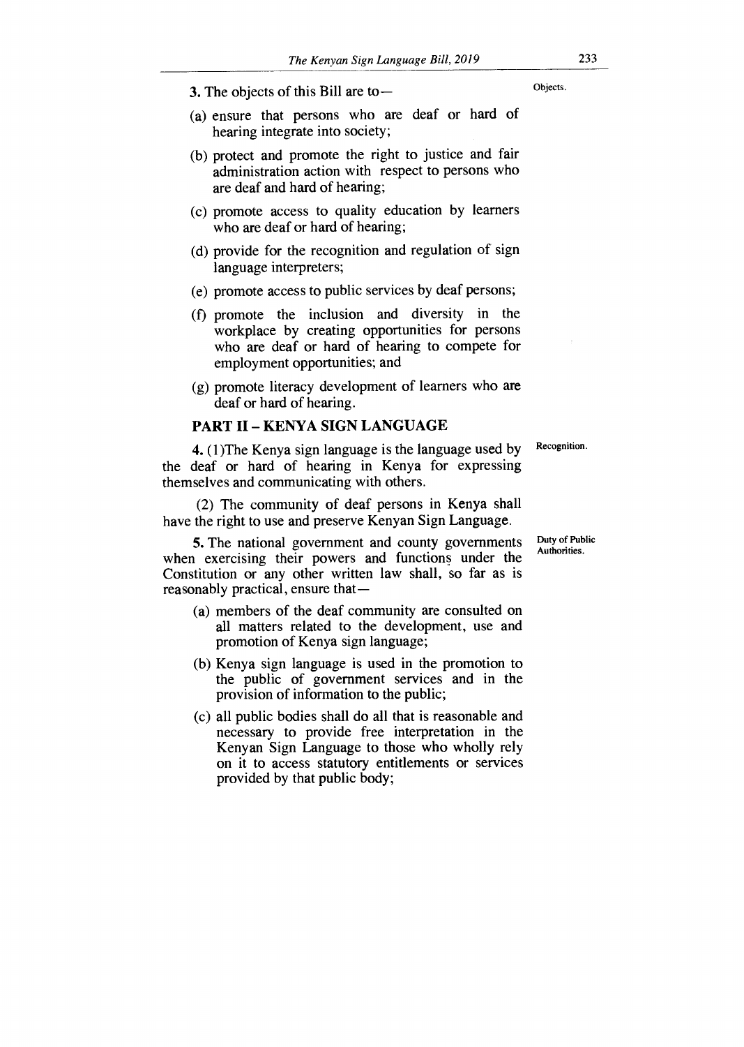**3.** The objects of this Bill are to—

Objects.

(a) ensure that persons who are deaf or hard of hearing integrate into society;

(b) protect and promote the right to justice and fair administration action with respect to persons who are deaf and hard of hearing;

(c) promote access to quality education by learners who are deaf or hard of hearing;

(d) provide for the recognition and regulation of sign language interpreters;

(e) promote access to public services by deaf persons;

(f) promote the inclusion and diversity in the workplace by creating opportunities for persons who are deaf or hard of hearing to compete for employment opportunities; and

(g) promote literacy development of learners who are deaf or hard of hearing.

## PART II – KENYA SIGN LANGUAGE

Recognition.

**4.** (1)The Kenya sign language is the language used by the deaf or hard of hearing in Kenya for expressing themselves and communicating with others.

(2) The community of deaf persons in Kenya shall have the right to use and preserve Kenyan Sign Language.

Duty of Public Authorities.

**5.** The national government and county governments when exercising their powers and functions under the Constitution or any other written law shall, so far as is reasonably practical, ensure that—

(a) members of the deaf community are consulted on all matters related to the development, use and promotion of Kenya sign language;

(b) Kenya sign language is used in the promotion to the public of government services and in the provision of information to the public;

(c) all public bodies shall do all that is reasonable and necessary to provide free interpretation in the Kenyan Sign Language to those who wholly rely on it to access statutory entitlements or services provided by that public body;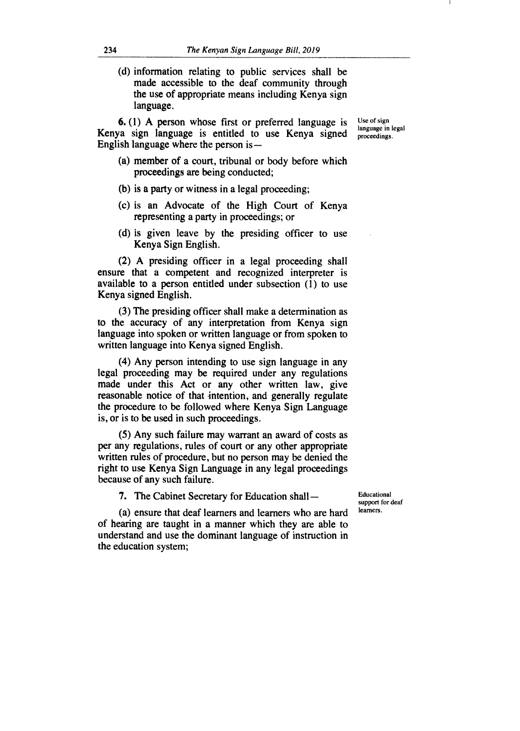(d) information relating to public services shall be made accessible to the deaf community through the use of appropriate means including Kenya sign language.

*Use of sign language in legal proceedings.*

**6.** (1) A person whose first or preferred language is Kenya sign language is entitled to use Kenya signed English language where the person is—

(a) member of a court, tribunal or body before which proceedings are being conducted;

(b) is a party or witness in a legal proceeding;

(c) is an Advocate of the High Court of Kenya representing a party in proceedings; or

(d) is given leave by the presiding officer to use Kenya Sign English.

(2) A presiding officer in a legal proceeding shall ensure that a competent and recognized interpreter is available to a person entitled under subsection (1) to use Kenya signed English.

(3) The presiding officer shall make a determination as to the accuracy of any interpretation from Kenya sign language into spoken or written language or from spoken to written language into Kenya signed English.

(4) Any person intending to use sign language in any legal proceeding may be required under any regulations made under this Act or any other written law, give reasonable notice of that intention, and generally regulate the procedure to be followed where Kenya Sign Language is, or is to be used in such proceedings.

(5) Any such failure may warrant an award of costs as per any regulations, rules of court or any other appropriate written rules of procedure, but no person may be denied the right to use Kenya Sign Language in any legal proceedings because of any such failure.

*Educational support for deaf learners.*

**7.** The Cabinet Secretary for Education shall—

(a) ensure that deaf learners and learners who are hard of hearing are taught in a manner which they are able to understand and use the dominant language of instruction in the education system;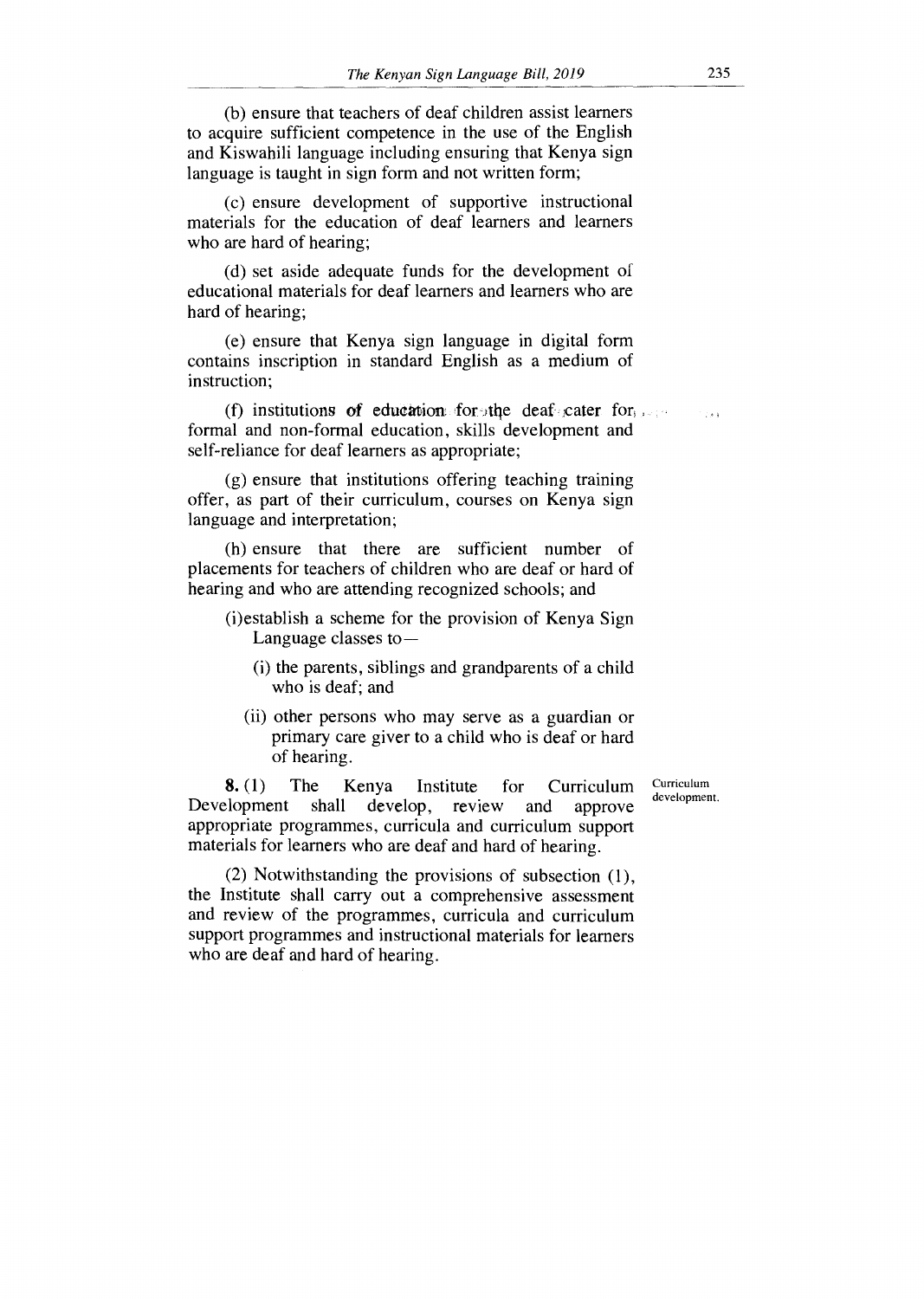(b) ensure that teachers of deaf children assist learners to acquire sufficient competence in the use of the English and Kiswahili language including ensuring that Kenya sign language is taught in sign form and not written form;

(c) ensure development of supportive instructional materials for the education of deaf learners and learners who are hard of hearing;

(d) set aside adequate funds for the development of educational materials for deaf learners and learners who are hard of hearing;

(e) ensure that Kenya sign language in digital form contains inscription in standard English as a medium of instruction;

(f) institutions of education for the deaf cater for formal and non-formal education, skills development and self-reliance for deaf learners as appropriate;

(g) ensure that institutions offering teaching training offer, as part of their curriculum, courses on Kenya sign language and interpretation;

(h) ensure that there are sufficient number of placements for teachers of children who are deaf or hard of hearing and who are attending recognized schools; and

(i)establish a scheme for the provision of Kenya Sign Language classes to—

- (i) the parents, siblings and grandparents of a child who is deaf; and
- (ii) other persons who may serve as a guardian or primary care giver to a child who is deaf or hard of hearing.

Curriculum development.

**8.** (1) The Kenya Institute for Curriculum Development shall develop, review and approve appropriate programmes, curricula and curriculum support materials for learners who are deaf and hard of hearing.

(2) Notwithstanding the provisions of subsection (1), the Institute shall carry out a comprehensive assessment and review of the programmes, curricula and curriculum support programmes and instructional materials for learners who are deaf and hard of hearing.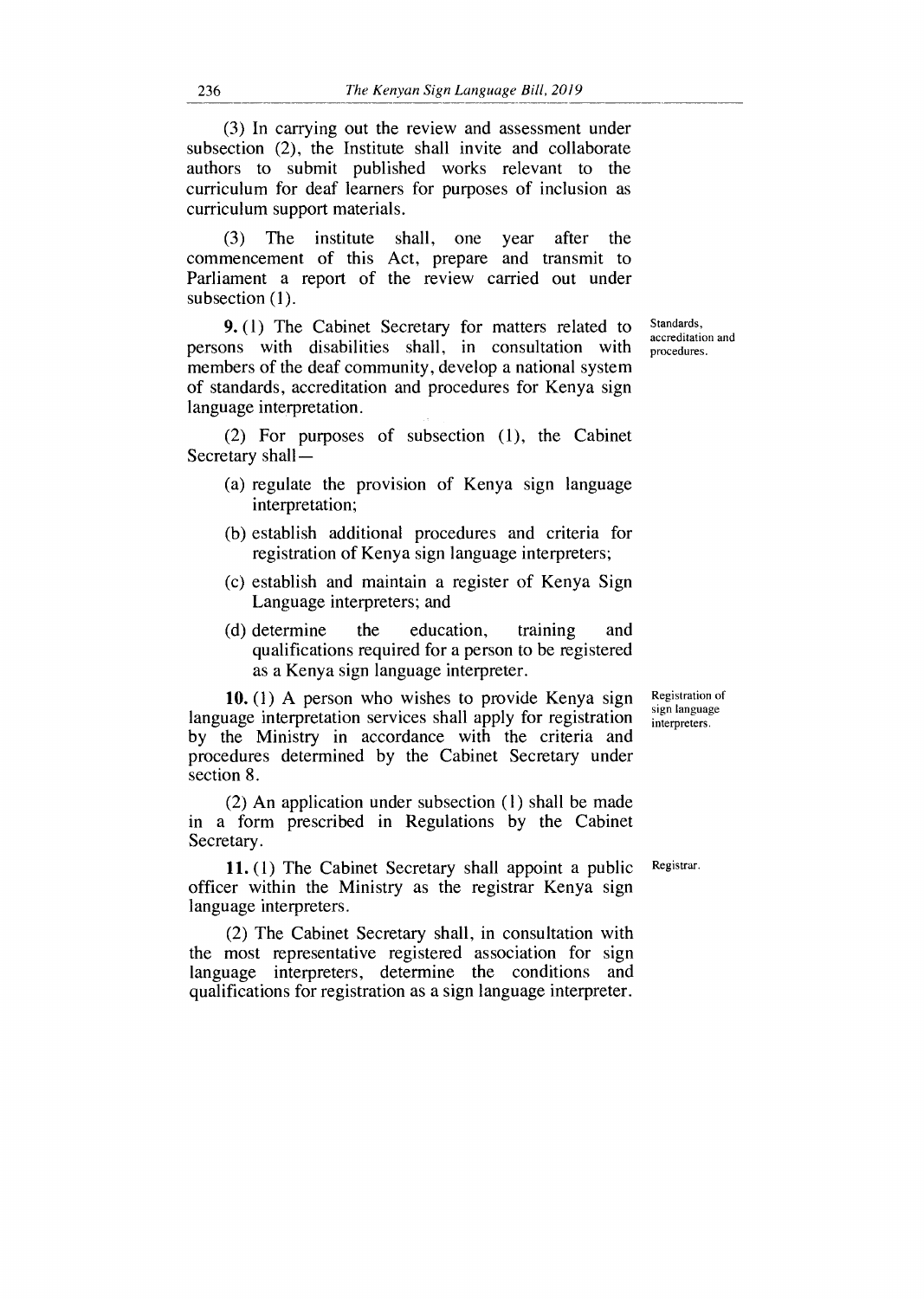(3) In carrying out the review and assessment under subsection (2), the Institute shall invite and collaborate authors to submit published works relevant to the curriculum for deaf learners for purposes of inclusion as curriculum support materials.

(3) The institute shall, one year after the commencement of this Act, prepare and transmit to Parliament a report of the review carried out under subsection (1).

Standards, accreditation and procedures.

**9.** (1) The Cabinet Secretary for matters related to persons with disabilities shall, in consultation with members of the deaf community, develop a national system of standards, accreditation and procedures for Kenya sign language interpretation.

(2) For purposes of subsection (1), the Cabinet Secretary shall—

- (a) regulate the provision of Kenya sign language interpretation;
- (b) establish additional procedures and criteria for registration of Kenya sign language interpreters;
- (c) establish and maintain a register of Kenya Sign Language interpreters; and
- (d) determine the education, training and qualifications required for a person to be registered as a Kenya sign language interpreter.

Registration of sign language interpreters.

**10.** (1) A person who wishes to provide Kenya sign language interpretation services shall apply for registration by the Ministry in accordance with the criteria and procedures determined by the Cabinet Secretary under section 8.

(2) An application under subsection (1) shall be made in a form prescribed in Regulations by the Cabinet Secretary.

Registrar.

**11.** (1) The Cabinet Secretary shall appoint a public officer within the Ministry as the registrar Kenya sign language interpreters.

(2) The Cabinet Secretary shall, in consultation with the most representative registered association for sign language interpreters, determine the conditions and qualifications for registration as a sign language interpreter.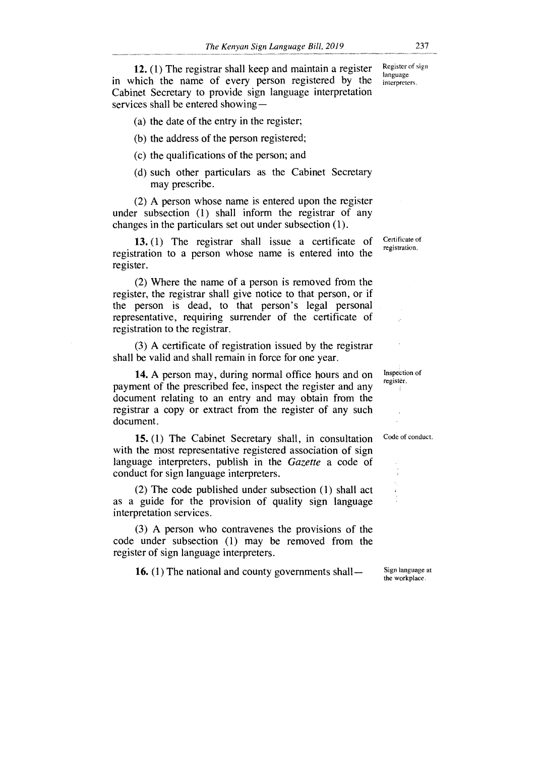**12.** (1) The registrar shall keep and maintain a register in which the name of every person registered by the Cabinet Secretary to provide sign language interpretation services shall be entered showing—

Register of sign language interpreters.

(a) the date of the entry in the register;

(b) the address of the person registered;

(c) the qualifications of the person; and

(d) such other particulars as the Cabinet Secretary may prescribe.

(2) A person whose name is entered upon the register under subsection (1) shall inform the registrar of any changes in the particulars set out under subsection (1).

**13.** (1) The registrar shall issue a certificate of registration to a person whose name is entered into the register.

Certificate of registration.

(2) Where the name of a person is removed from the register, the registrar shall give notice to that person, or if the person is dead, to that person's legal personal representative, requiring surrender of the certificate of registration to the registrar.

(3) A certificate of registration issued by the registrar shall be valid and shall remain in force for one year.

**14.** A person may, during normal office hours and on payment of the prescribed fee, inspect the register and any document relating to an entry and may obtain from the registrar a copy or extract from the register of any such document.

Inspection of register.

**15.** (1) The Cabinet Secretary shall, in consultation with the most representative registered association of sign language interpreters, publish in the *Gazette* a code of conduct for sign language interpreters.

Code of conduct.

(2) The code published under subsection (1) shall act as a guide for the provision of quality sign language interpretation services.

(3) A person who contravenes the provisions of the code under subsection (1) may be removed from the register of sign language interpreters.

**16.** (1) The national and county governments shall—

Sign language at the workplace.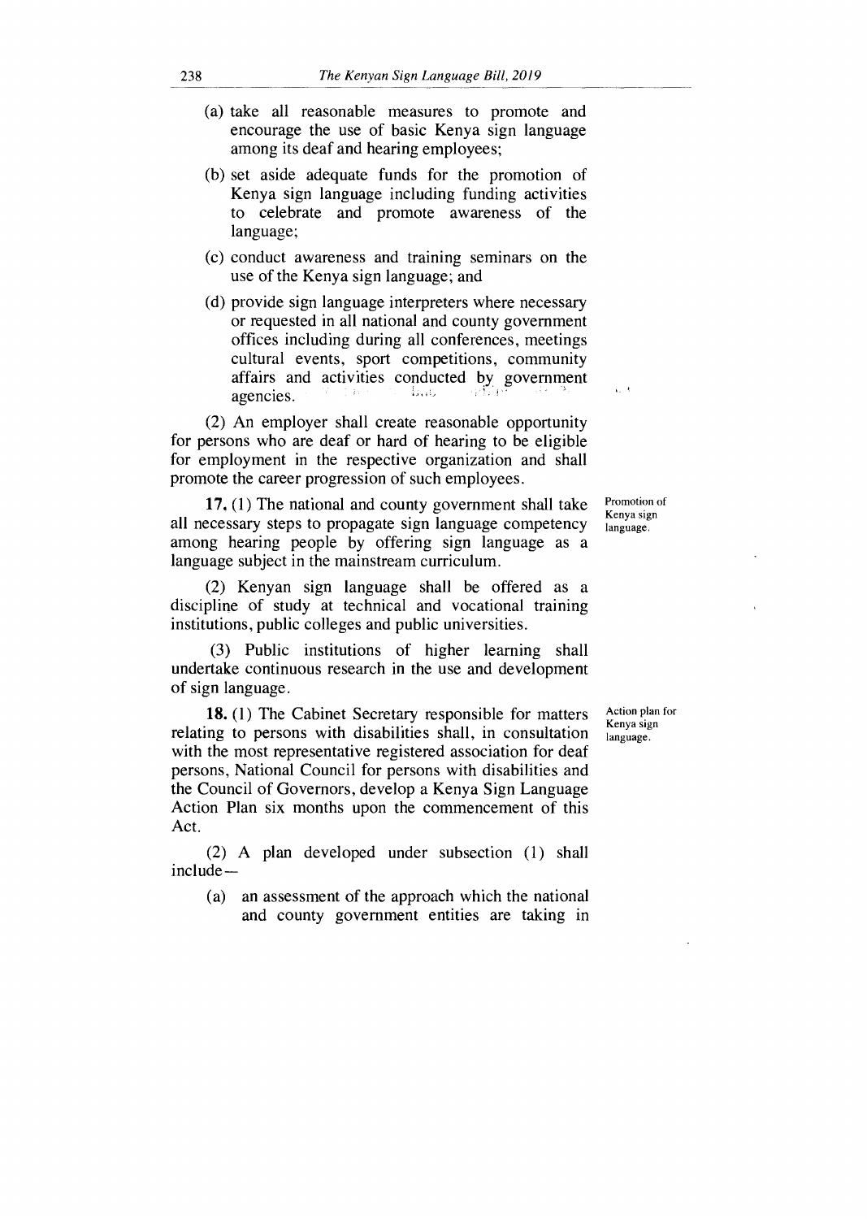(a) take all reasonable measures to promote and encourage the use of basic Kenya sign language among its deaf and hearing employees;

(b) set aside adequate funds for the promotion of Kenya sign language including funding activities to celebrate and promote awareness of the language;

(c) conduct awareness and training seminars on the use of the Kenya sign language; and

(d) provide sign language interpreters where necessary or requested in all national and county government offices including during all conferences, meetings cultural events, sport competitions, community affairs and activities conducted by government agencies.

(2) An employer shall create reasonable opportunity for persons who are deaf or hard of hearing to be eligible for employment in the respective organization and shall promote the career progression of such employees.

Promotion of Kenya sign language.

**17.** (1) The national and county government shall take all necessary steps to propagate sign language competency among hearing people by offering sign language as a language subject in the mainstream curriculum.

(2) Kenyan sign language shall be offered as a discipline of study at technical and vocational training institutions, public colleges and public universities.

(3) Public institutions of higher learning shall undertake continuous research in the use and development of sign language.

Action plan for Kenya sign language.

**18.** (1) The Cabinet Secretary responsible for matters relating to persons with disabilities shall, in consultation with the most representative registered association for deaf persons, National Council for persons with disabilities and the Council of Governors, develop a Kenya Sign Language Action Plan six months upon the commencement of this Act.

(2) A plan developed under subsection (1) shall include—

(a) an assessment of the approach which the national and county government entities are taking in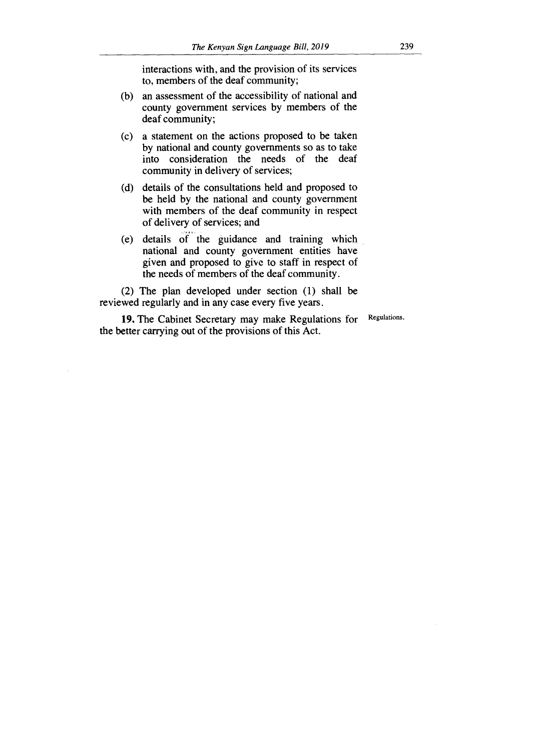interactions with, and the provision of its services to, members of the deaf community;

(b) an assessment of the accessibility of national and county government services by members of the deaf community;

(c) a statement on the actions proposed to be taken by national and county governments so as to take into consideration the needs of the deaf community in delivery of services;

(d) details of the consultations held and proposed to be held by the national and county government with members of the deaf community in respect of delivery of services; and

(e) details of the guidance and training which national and county government entities have given and proposed to give to staff in respect of the needs of members of the deaf community.

(2) The plan developed under section (1) shall be reviewed regularly and in any case every five years.

Regulations.

**19.** The Cabinet Secretary may make Regulations for the better carrying out of the provisions of this Act.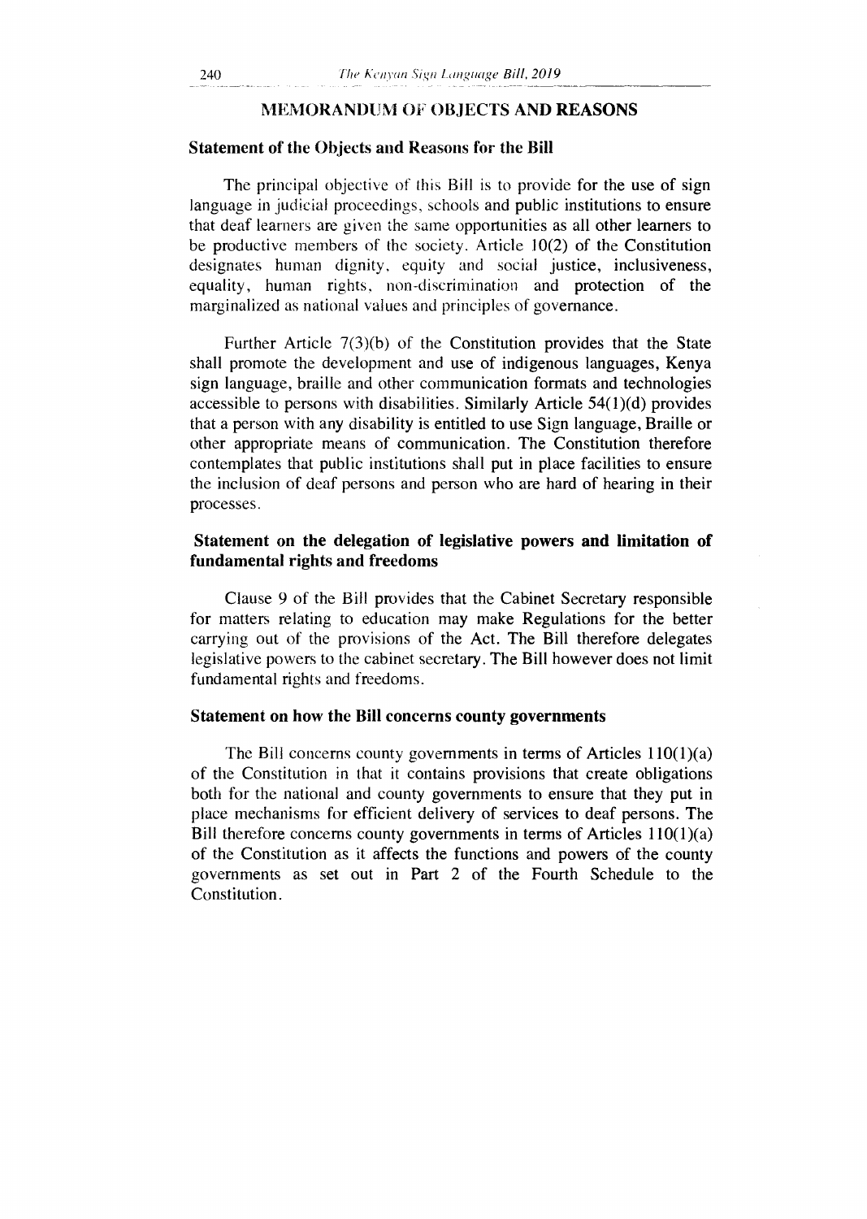## MEMORANDUM OF OBJECTS AND REASONS

### Statement of the Objects and Reasons for the Bill

The principal objective of this Bill is to provide for the use of sign language in judicial proceedings, schools and public institutions to ensure that deaf learners are given the same opportunities as all other learners to be productive members of the society. Article 10(2) of the Constitution designates human dignity, equity and social justice, inclusiveness, equality, human rights, non-discrimination and protection of the marginalized as national values and principles of governance.

Further Article 7(3)(b) of the Constitution provides that the State shall promote the development and use of indigenous languages, Kenya sign language, braille and other communication formats and technologies accessible to persons with disabilities. Similarly Article 54(1)(d) provides that a person with any disability is entitled to use Sign language, Braille or other appropriate means of communication. The Constitution therefore contemplates that public institutions shall put in place facilities to ensure the inclusion of deaf persons and person who are hard of hearing in their processes.

### Statement on the delegation of legislative powers and limitation of fundamental rights and freedoms

Clause 9 of the Bill provides that the Cabinet Secretary responsible for matters relating to education may make Regulations for the better carrying out of the provisions of the Act. The Bill therefore delegates legislative powers to the cabinet secretary. The Bill however does not limit fundamental rights and freedoms.

### Statement on how the Bill concerns county governments

The Bill concerns county governments in terms of Articles 110(1)(a) of the Constitution in that it contains provisions that create obligations both for the national and county governments to ensure that they put in place mechanisms for efficient delivery of services to deaf persons. The Bill therefore concerns county governments in terms of Articles 110(1)(a) of the Constitution as it affects the functions and powers of the county governments as set out in Part 2 of the Fourth Schedule to the Constitution.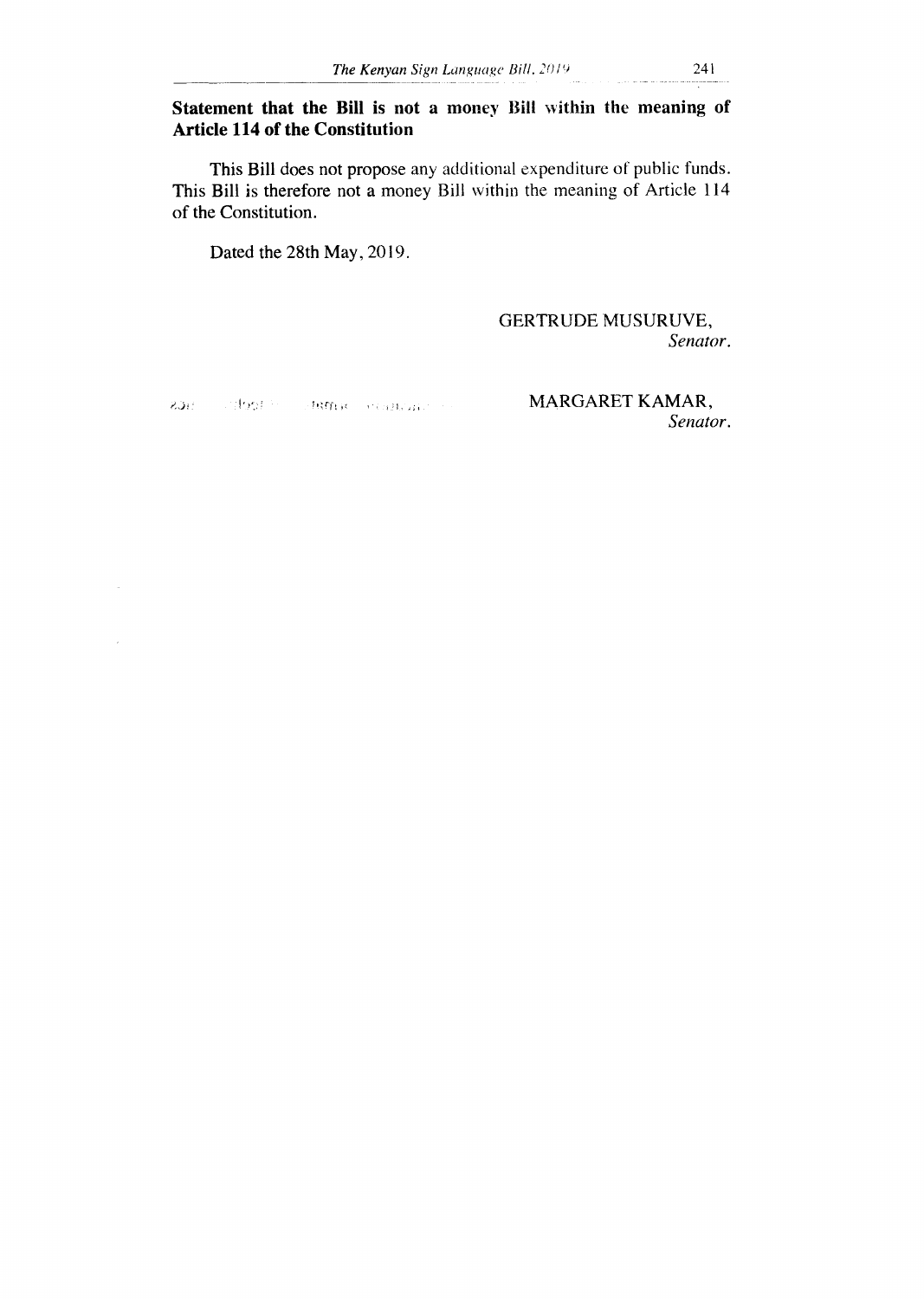**Statement that the Bill is not a money Bill within the meaning of Article 114 of the Constitution**

This Bill does not propose any additional expenditure of public funds. This Bill is therefore not a money Bill within the meaning of Article 114 of the Constitution.

Dated the 28th May, 2019.

GERTRUDE MUSURUVE,
*Senator*.

MARGARET KAMAR,
*Senator*.